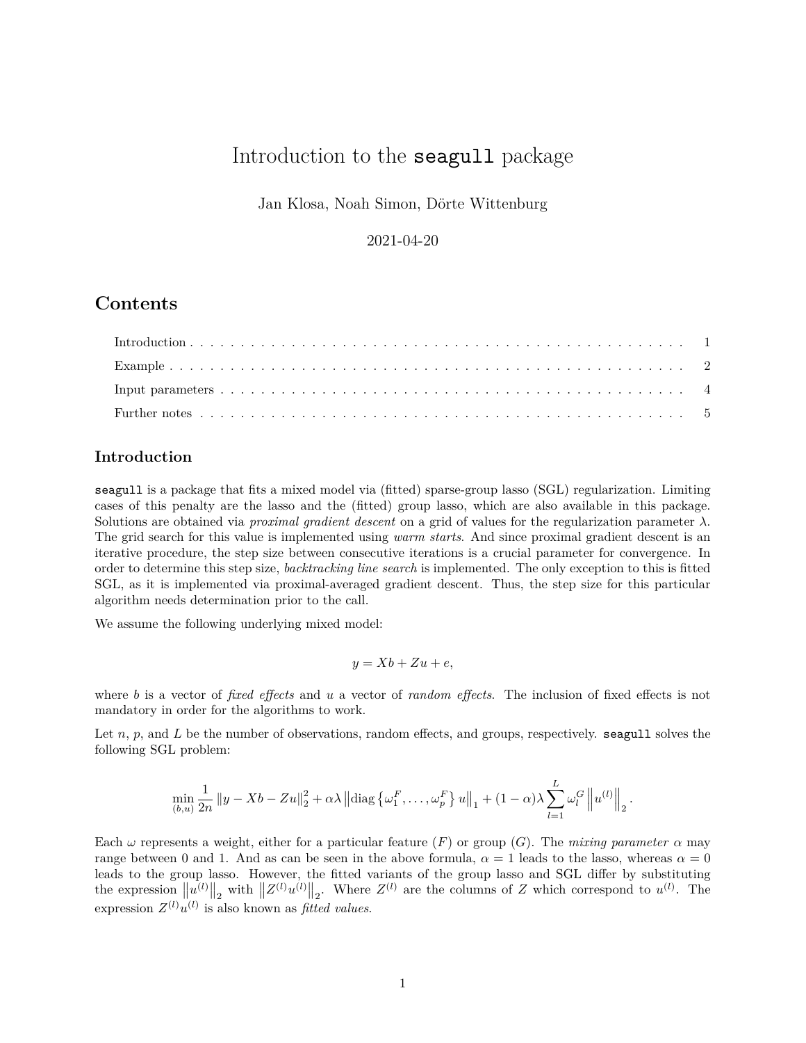# Introduction to the `seagull` package

Jan Klosa, Noah Simon, Dörte Wittenburg

2021-04-20

## Contents

- Introduction . . . 1
- Example . . . 2
- Input parameters . . . 4
- Further notes . . . 5

### Introduction

`seagull` is a package that fits a mixed model via (fitted) sparse-group lasso (SGL) regularization. Limiting cases of this penalty are the lasso and the (fitted) group lasso, which are also available in this package. Solutions are obtained via *proximal gradient descent* on a grid of values for the regularization parameter $\lambda$. The grid search for this value is implemented using *warm starts*. And since proximal gradient descent is an iterative procedure, the step size between consecutive iterations is a crucial parameter for convergence. In order to determine this step size, *backtracking line search* is implemented. The only exception to this is fitted SGL, as it is implemented via proximal-averaged gradient descent. Thus, the step size for this particular algorithm needs determination prior to the call.

We assume the following underlying mixed model:

$$y = Xb + Zu + e,$$

where $b$ is a vector of *fixed effects* and $u$ a vector of *random effects*. The inclusion of fixed effects is not mandatory in order for the algorithms to work.

Let $n$, $p$, and $L$ be the number of observations, random effects, and groups, respectively. `seagull` solves the following SGL problem:

$$\min_{(b,u)} \frac{1}{2n} \left\| y - Xb - Zu \right\|_2^2 + \alpha\lambda \left\| \operatorname{diag}\left\{ \omega_1^F, \dots, \omega_p^F \right\} u \right\|_1 + (1-\alpha)\lambda \sum_{l=1}^{L} \omega_l^G \left\| u^{(l)} \right\|_2 .$$

Each $\omega$ represents a weight, either for a particular feature ($F$) or group ($G$). The *mixing parameter* $\alpha$ may range between 0 and 1. And as can be seen in the above formula, $\alpha = 1$ leads to the lasso, whereas $\alpha = 0$ leads to the group lasso. However, the fitted variants of the group lasso and SGL differ by substituting the expression $\left\| u^{(l)} \right\|_2$ with $\left\| Z^{(l)} u^{(l)} \right\|_2$. Where $Z^{(l)}$ are the columns of $Z$ which correspond to $u^{(l)}$. The expression $Z^{(l)} u^{(l)}$ is also known as *fitted values*.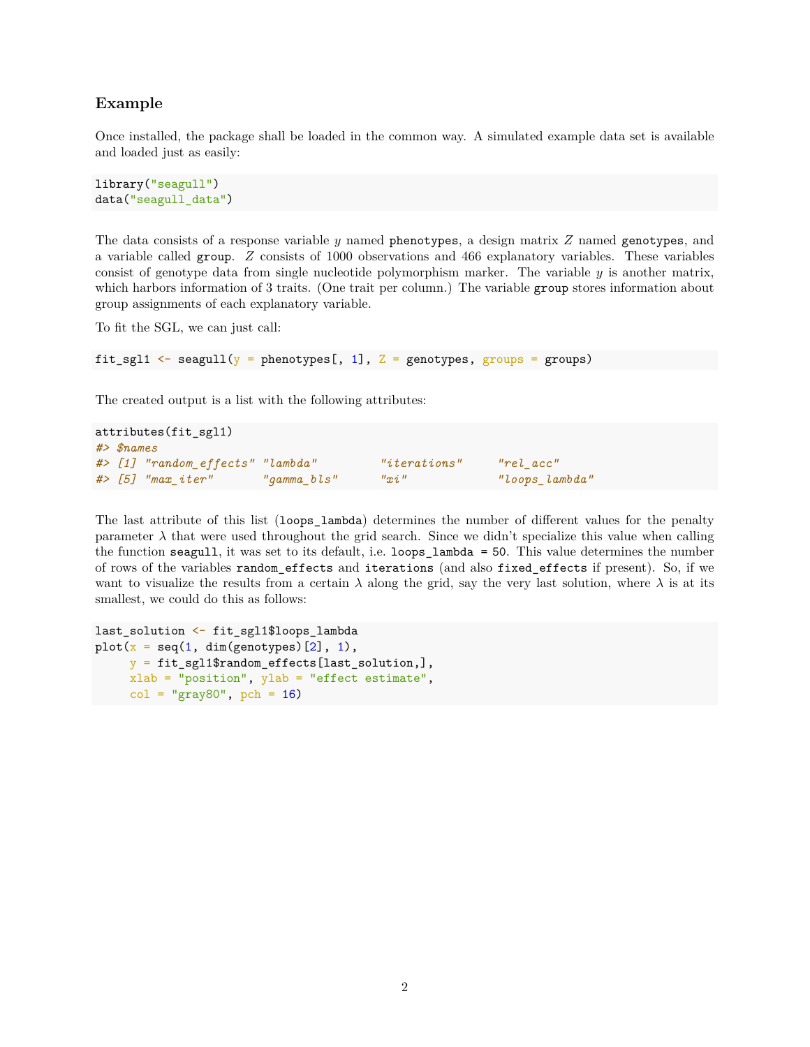## Example

Once installed, the package shall be loaded in the common way. A simulated example data set is available and loaded just as easily:

```
library("seagull")
data("seagull_data")
```

The data consists of a response variable $y$ named `phenotypes`, a design matrix $Z$ named `genotypes`, and a variable called `group`. $Z$ consists of 1000 observations and 466 explanatory variables. These variables consist of genotype data from single nucleotide polymorphism marker. The variable $y$ is another matrix, which harbors information of 3 traits. (One trait per column.) The variable `group` stores information about group assignments of each explanatory variable.

To fit the SGL, we can just call:

```
fit_sgl1 <- seagull(y = phenotypes[, 1], Z = genotypes, groups = groups)
```

The created output is a list with the following attributes:

```
attributes(fit_sgl1)
#> $names
#> [1] "random_effects" "lambda"         "iterations"     "rel_acc"
#> [5] "max_iter"       "gamma_bls"      "xi"             "loops_lambda"
```

The last attribute of this list (`loops_lambda`) determines the number of different values for the penalty parameter $\lambda$ that were used throughout the grid search. Since we didn't specialize this value when calling the function `seagull`, it was set to its default, i.e. `loops_lambda = 50`. This value determines the number of rows of the variables `random_effects` and `iterations` (and also `fixed_effects` if present). So, if we want to visualize the results from a certain $\lambda$ along the grid, say the very last solution, where $\lambda$ is at its smallest, we could do this as follows:

```
last_solution <- fit_sgl1$loops_lambda
plot(x = seq(1, dim(genotypes)[2], 1),
     y = fit_sgl1$random_effects[last_solution,],
     xlab = "position", ylab = "effect estimate",
     col = "gray80", pch = 16)
```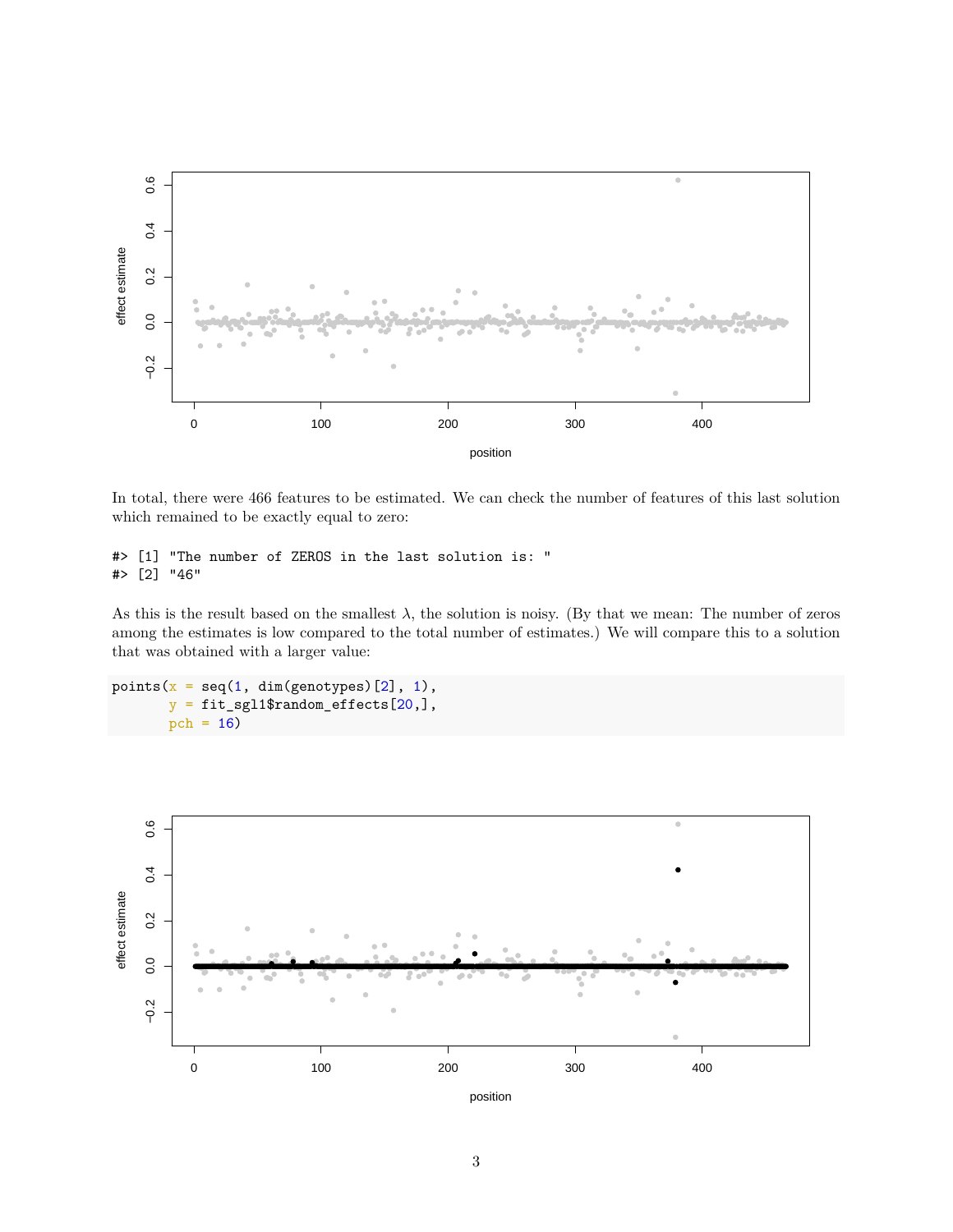In total, there were 466 features to be estimated. We can check the number of features of this last solution which remained to be exactly equal to zero:

```
#> [1] "The number of ZEROS in the last solution is: "
#> [2] "46"
```

As this is the result based on the smallest $\lambda$, the solution is noisy. (By that we mean: The number of zeros among the estimates is low compared to the total number of estimates.) We will compare this to a solution that was obtained with a larger value:

```
points(x = seq(1, dim(genotypes)[2], 1),
       y = fit_sgl1$random_effects[20,],
       pch = 16)
```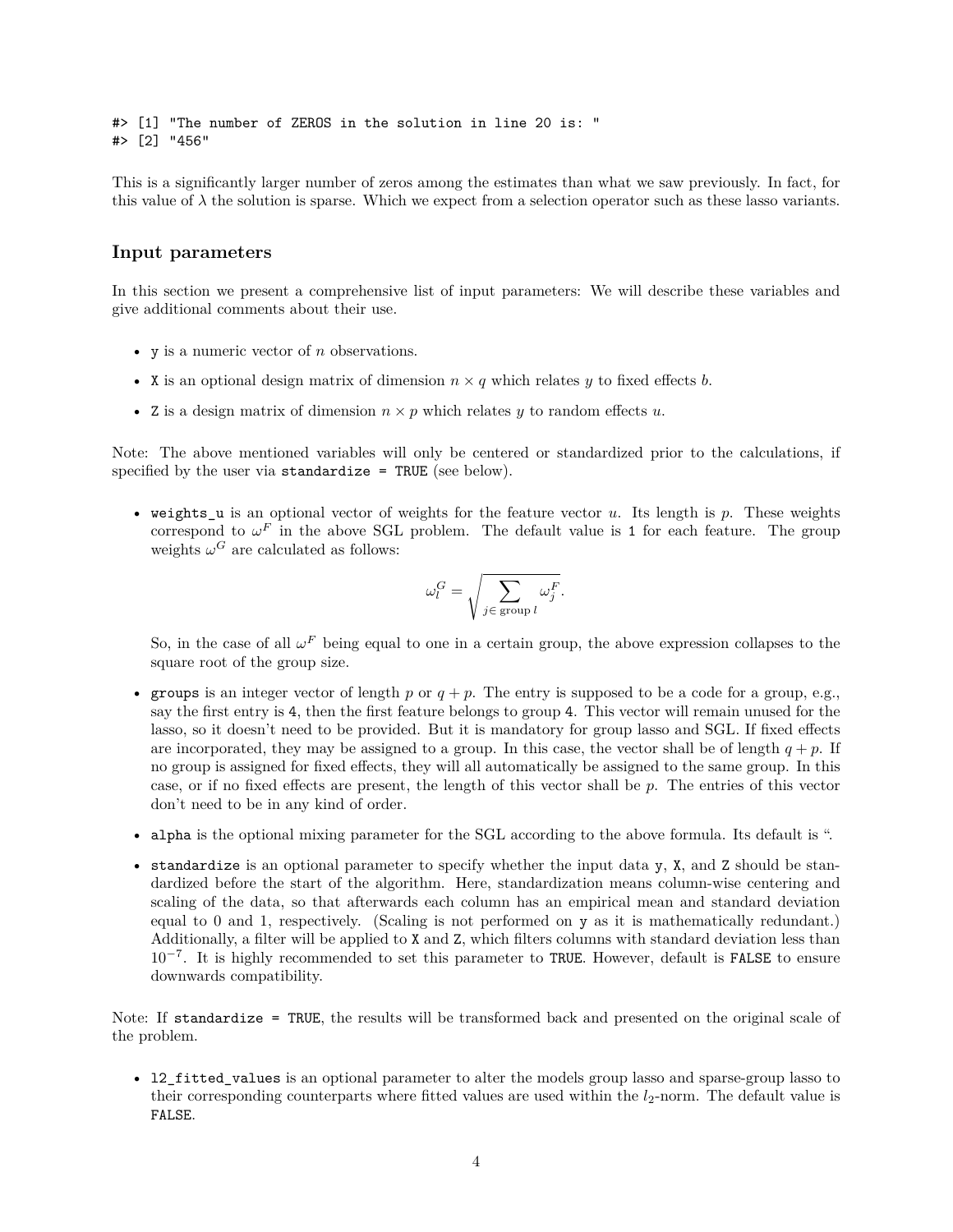```
#> [1] "The number of ZEROS in the solution in line 20 is: "
#> [2] "456"
```

This is a significantly larger number of zeros among the estimates than what we saw previously. In fact, for this value of $\lambda$ the solution is sparse. Which we expect from a selection operator such as these lasso variants.

## Input parameters

In this section we present a comprehensive list of input parameters: We will describe these variables and give additional comments about their use.

- `y` is a numeric vector of $n$ observations.
- `X` is an optional design matrix of dimension $n \times q$ which relates $y$ to fixed effects $b$.
- `Z` is a design matrix of dimension $n \times p$ which relates $y$ to random effects $u$.

Note: The above mentioned variables will only be centered or standardized prior to the calculations, if specified by the user via `standardize = TRUE` (see below).

- `weights_u` is an optional vector of weights for the feature vector $u$. Its length is $p$. These weights correspond to $\omega^F$ in the above SGL problem. The default value is `1` for each feature. The group weights $\omega^G$ are calculated as follows:

$$\omega_l^G = \sqrt{\sum_{j \in \text{ group } l} \omega_j^F}.$$

  So, in the case of all $\omega^F$ being equal to one in a certain group, the above expression collapses to the square root of the group size.

- `groups` is an integer vector of length $p$ or $q + p$. The entry is supposed to be a code for a group, e.g., say the first entry is `4`, then the first feature belongs to group `4`. This vector will remain unused for the lasso, so it doesn't need to be provided. But it is mandatory for group lasso and SGL. If fixed effects are incorporated, they may be assigned to a group. In this case, the vector shall be of length $q + p$. If no group is assigned for fixed effects, they will all automatically be assigned to the same group. In this case, or if no fixed effects are present, the length of this vector shall be $p$. The entries of this vector don't need to be in any kind of order.
- `alpha` is the optional mixing parameter for the SGL according to the above formula. Its default is ".
- `standardize` is an optional parameter to specify whether the input data `y`, `X`, and `Z` should be standardized before the start of the algorithm. Here, standardization means column-wise centering and scaling of the data, so that afterwards each column has an empirical mean and standard deviation equal to 0 and 1, respectively. (Scaling is not performed on `y` as it is mathematically redundant.) Additionally, a filter will be applied to `X` and `Z`, which filters columns with standard deviation less than $10^{-7}$. It is highly recommended to set this parameter to `TRUE`. However, default is `FALSE` to ensure downwards compatibility.

Note: If `standardize = TRUE`, the results will be transformed back and presented on the original scale of the problem.

- `l2_fitted_values` is an optional parameter to alter the models group lasso and sparse-group lasso to their corresponding counterparts where fitted values are used within the $l_2$-norm. The default value is `FALSE`.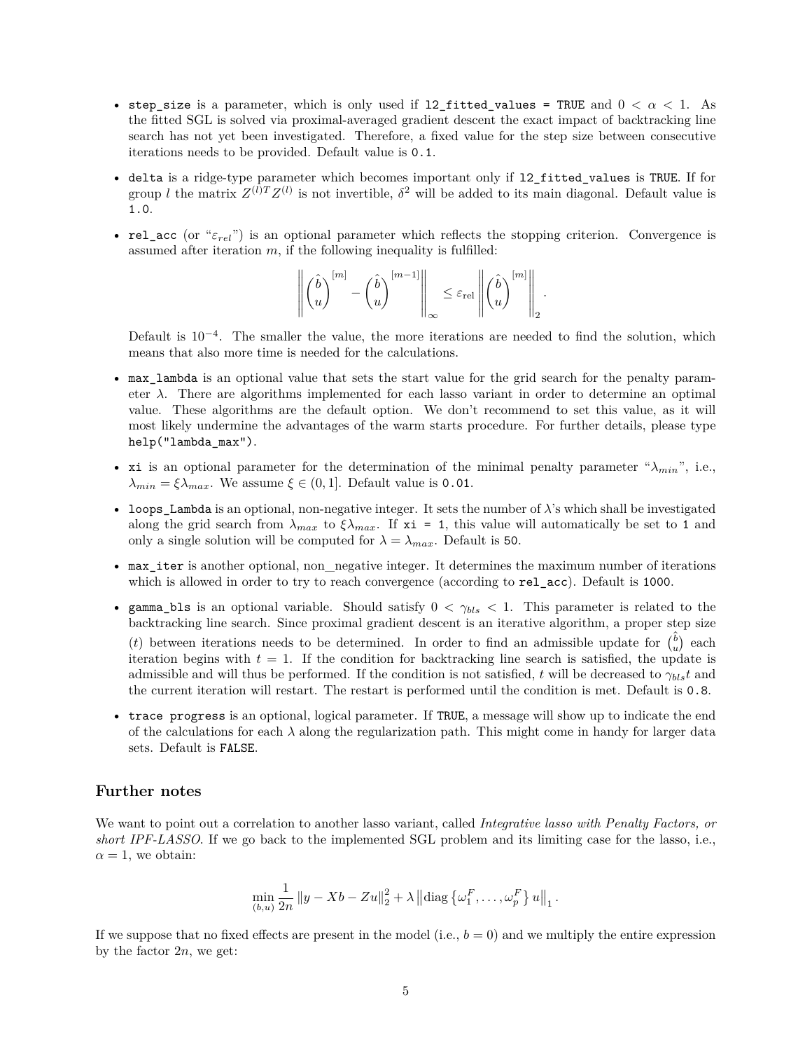- `step_size` is a parameter, which is only used if `l2_fitted_values = TRUE` and $0 < \alpha < 1$. As the fitted SGL is solved via proximal-averaged gradient descent the exact impact of backtracking line search has not yet been investigated. Therefore, a fixed value for the step size between consecutive iterations needs to be provided. Default value is `0.1`.
- `delta` is a ridge-type parameter which becomes important only if `l2_fitted_values` is `TRUE`. If for group $l$ the matrix $Z^{(l)T}Z^{(l)}$ is not invertible, $\delta^2$ will be added to its main diagonal. Default value is `1.0`.
- `rel_acc` (or "$\varepsilon_{rel}$") is an optional parameter which reflects the stopping criterion. Convergence is assumed after iteration $m$, if the following inequality is fulfilled:

$$\left\| \begin{pmatrix} \hat{b} \\ u \end{pmatrix}^{[m]} - \begin{pmatrix} \hat{b} \\ u \end{pmatrix}^{[m-1]} \right\|_\infty \leq \varepsilon_{\text{rel}} \left\| \begin{pmatrix} \hat{b} \\ u \end{pmatrix}^{[m]} \right\|_2 .$$

  Default is $10^{-4}$. The smaller the value, the more iterations are needed to find the solution, which means that also more time is needed for the calculations.
- `max_lambda` is an optional value that sets the start value for the grid search for the penalty parameter $\lambda$. There are algorithms implemented for each lasso variant in order to determine an optimal value. These algorithms are the default option. We don't recommend to set this value, as it will most likely undermine the advantages of the warm starts procedure. For further details, please type `help("lambda_max")`.
- `xi` is an optional parameter for the determination of the minimal penalty parameter "$\lambda_{min}$", i.e., $\lambda_{min} = \xi \lambda_{max}$. We assume $\xi \in (0, 1]$. Default value is `0.01`.
- `loops_Lambda` is an optional, non-negative integer. It sets the number of $\lambda$'s which shall be investigated along the grid search from $\lambda_{max}$ to $\xi \lambda_{max}$. If `xi = 1`, this value will automatically be set to `1` and only a single solution will be computed for $\lambda = \lambda_{max}$. Default is `50`.
- `max_iter` is another optional, non_negative integer. It determines the maximum number of iterations which is allowed in order to try to reach convergence (according to `rel_acc`). Default is `1000`.
- `gamma_bls` is an optional variable. Should satisfy $0 < \gamma_{bls} < 1$. This parameter is related to the backtracking line search. Since proximal gradient descent is an iterative algorithm, a proper step size ($t$) between iterations needs to be determined. In order to find an admissible update for $\binom{\hat{b}}{u}$ each iteration begins with $t = 1$. If the condition for backtracking line search is satisfied, the update is admissible and will thus be performed. If the condition is not satisfied, $t$ will be decreased to $\gamma_{bls} t$ and the current iteration will restart. The restart is performed until the condition is met. Default is `0.8`.
- `trace progress` is an optional, logical parameter. If `TRUE`, a message will show up to indicate the end of the calculations for each $\lambda$ along the regularization path. This might come in handy for larger data sets. Default is `FALSE`.

## Further notes

We want to point out a correlation to another lasso variant, called *Integrative lasso with Penalty Factors, or short IPF-LASSO.* If we go back to the implemented SGL problem and its limiting case for the lasso, i.e., $\alpha = 1$, we obtain:

$$\min_{(b,u)} \frac{1}{2n} \left\| y - Xb - Zu \right\|_2^2 + \lambda \left\| \text{diag} \left\{ \omega_1^F, \ldots, \omega_p^F \right\} u \right\|_1 .$$

If we suppose that no fixed effects are present in the model (i.e., $b = 0$) and we multiply the entire expression by the factor $2n$, we get: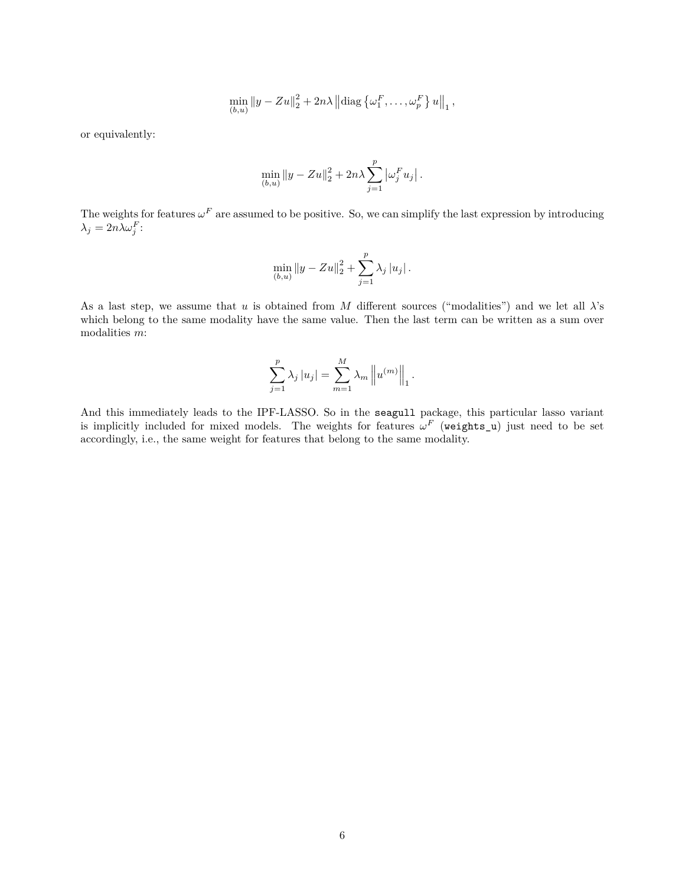$$\min_{(b,u)} \|y - Zu\|_2^2 + 2n\lambda \left\|\text{diag}\left\{\omega_1^F, \ldots, \omega_p^F\right\} u\right\|_1,$$

or equivalently:

$$\min_{(b,u)} \|y - Zu\|_2^2 + 2n\lambda \sum_{j=1}^{p} \left|\omega_j^F u_j\right|.$$

The weights for features $\omega^F$ are assumed to be positive. So, we can simplify the last expression by introducing $\lambda_j = 2n\lambda\omega_j^F$:

$$\min_{(b,u)} \|y - Zu\|_2^2 + \sum_{j=1}^{p} \lambda_j \left|u_j\right|.$$

As a last step, we assume that $u$ is obtained from $M$ different sources ("modalities") and we let all $\lambda$'s which belong to the same modality have the same value. Then the last term can be written as a sum over modalities $m$:

$$\sum_{j=1}^{p} \lambda_j \left|u_j\right| = \sum_{m=1}^{M} \lambda_m \left\|u^{(m)}\right\|_1.$$

And this immediately leads to the IPF-LASSO. So in the `seagull` package, this particular lasso variant is implicitly included for mixed models. The weights for features $\omega^F$ (`weights_u`) just need to be set accordingly, i.e., the same weight for features that belong to the same modality.